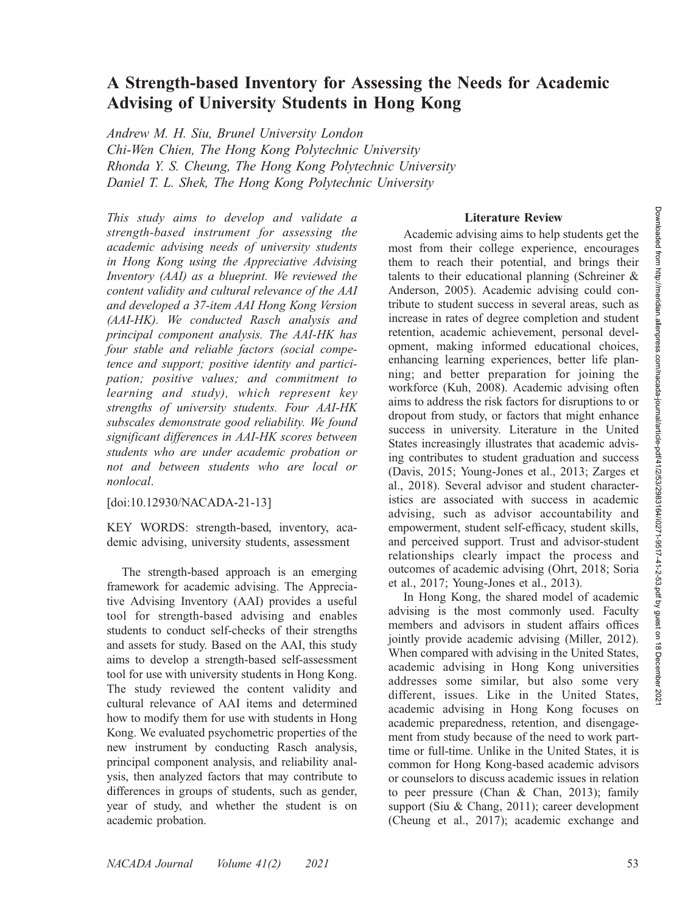# A Strength-based Inventory for Assessing the Needs for Academic Advising of University Students in Hong Kong

*Andrew M. H. Siu, Brunel University London*
*Chi-Wen Chien, The Hong Kong Polytechnic University*
*Rhonda Y. S. Cheung, The Hong Kong Polytechnic University*
*Daniel T. L. Shek, The Hong Kong Polytechnic University*

*This study aims to develop and validate a strength-based instrument for assessing the academic advising needs of university students in Hong Kong using the Appreciative Advising Inventory (AAI) as a blueprint. We reviewed the content validity and cultural relevance of the AAI and developed a 37-item AAI Hong Kong Version (AAI-HK). We conducted Rasch analysis and principal component analysis. The AAI-HK has four stable and reliable factors (social competence and support; positive identity and participation; positive values; and commitment to learning and study), which represent key strengths of university students. Four AAI-HK subscales demonstrate good reliability. We found significant differences in AAI-HK scores between students who are under academic probation or not and between students who are local or nonlocal.*

[doi:10.12930/NACADA-21-13]

KEY WORDS: strength-based, inventory, academic advising, university students, assessment

The strength-based approach is an emerging framework for academic advising. The Appreciative Advising Inventory (AAI) provides a useful tool for strength-based advising and enables students to conduct self-checks of their strengths and assets for study. Based on the AAI, this study aims to develop a strength-based self-assessment tool for use with university students in Hong Kong. The study reviewed the content validity and cultural relevance of AAI items and determined how to modify them for use with students in Hong Kong. We evaluated psychometric properties of the new instrument by conducting Rasch analysis, principal component analysis, and reliability analysis, then analyzed factors that may contribute to differences in groups of students, such as gender, year of study, and whether the student is on academic probation.

## Literature Review

Academic advising aims to help students get the most from their college experience, encourages them to reach their potential, and brings their talents to their educational planning (Schreiner & Anderson, 2005). Academic advising could contribute to student success in several areas, such as increase in rates of degree completion and student retention, academic achievement, personal development, making informed educational choices, enhancing learning experiences, better life planning; and better preparation for joining the workforce (Kuh, 2008). Academic advising often aims to address the risk factors for disruptions to or dropout from study, or factors that might enhance success in university. Literature in the United States increasingly illustrates that academic advising contributes to student graduation and success (Davis, 2015; Young-Jones et al., 2013; Zarges et al., 2018). Several advisor and student characteristics are associated with success in academic advising, such as advisor accountability and empowerment, student self-efficacy, student skills, and perceived support. Trust and advisor-student relationships clearly impact the process and outcomes of academic advising (Ohrt, 2018; Soria et al., 2017; Young-Jones et al., 2013).

In Hong Kong, the shared model of academic advising is the most commonly used. Faculty members and advisors in student affairs offices jointly provide academic advising (Miller, 2012). When compared with advising in the United States, academic advising in Hong Kong universities addresses some similar, but also some very different, issues. Like in the United States, academic advising in Hong Kong focuses on academic preparedness, retention, and disengagement from study because of the need to work part-time or full-time. Unlike in the United States, it is common for Hong Kong-based academic advisors or counselors to discuss academic issues in relation to peer pressure (Chan & Chan, 2013); family support (Siu & Chang, 2011); career development (Cheung et al., 2017); academic exchange and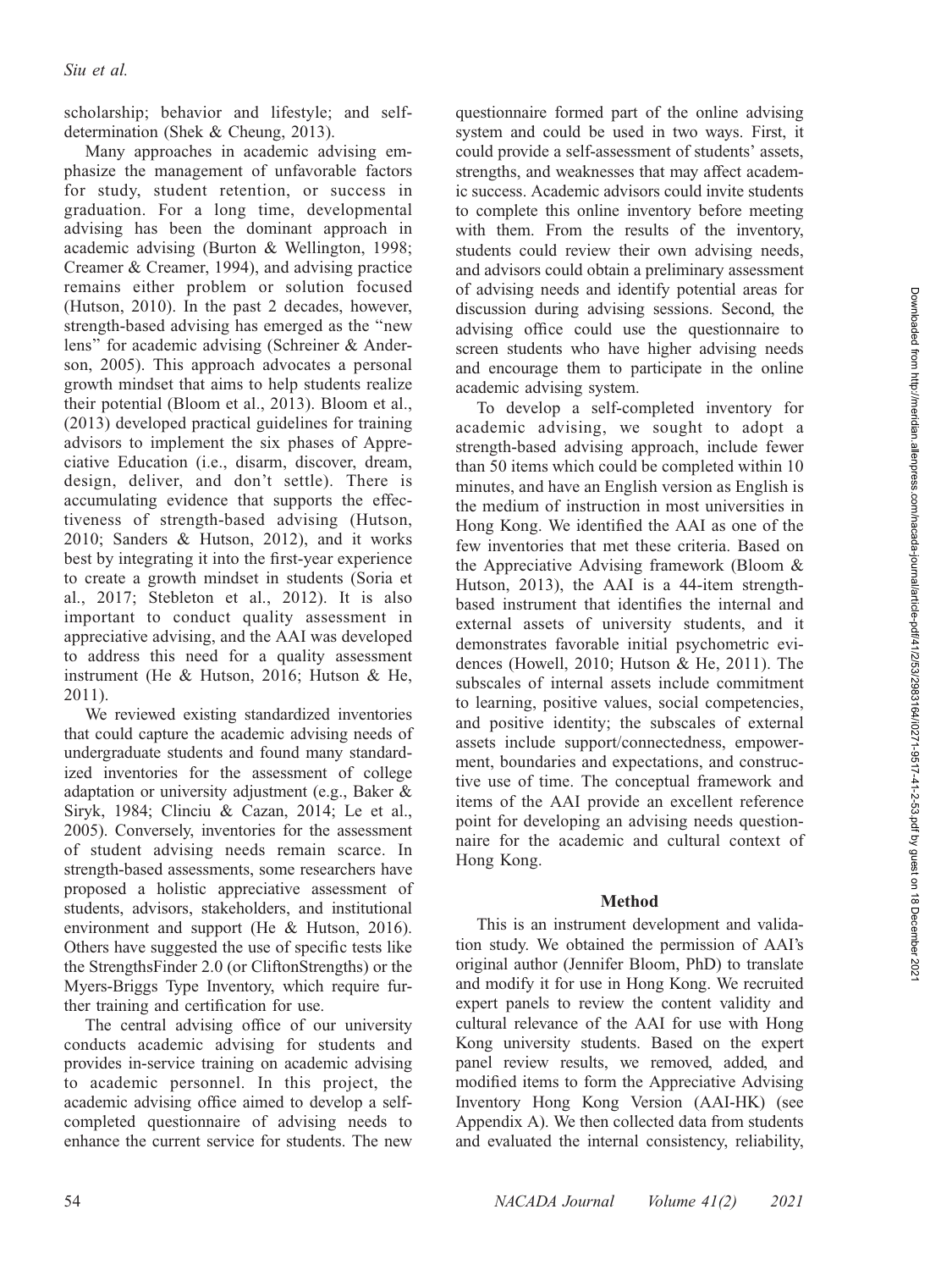scholarship; behavior and lifestyle; and self-determination (Shek & Cheung, 2013).

Many approaches in academic advising emphasize the management of unfavorable factors for study, student retention, or success in graduation. For a long time, developmental advising has been the dominant approach in academic advising (Burton & Wellington, 1998; Creamer & Creamer, 1994), and advising practice remains either problem or solution focused (Hutson, 2010). In the past 2 decades, however, strength-based advising has emerged as the "new lens" for academic advising (Schreiner & Anderson, 2005). This approach advocates a personal growth mindset that aims to help students realize their potential (Bloom et al., 2013). Bloom et al., (2013) developed practical guidelines for training advisors to implement the six phases of Appreciative Education (i.e., disarm, discover, dream, design, deliver, and don't settle). There is accumulating evidence that supports the effectiveness of strength-based advising (Hutson, 2010; Sanders & Hutson, 2012), and it works best by integrating it into the first-year experience to create a growth mindset in students (Soria et al., 2017; Stebleton et al., 2012). It is also important to conduct quality assessment in appreciative advising, and the AAI was developed to address this need for a quality assessment instrument (He & Hutson, 2016; Hutson & He, 2011).

We reviewed existing standardized inventories that could capture the academic advising needs of undergraduate students and found many standardized inventories for the assessment of college adaptation or university adjustment (e.g., Baker & Siryk, 1984; Clinciu & Cazan, 2014; Le et al., 2005). Conversely, inventories for the assessment of student advising needs remain scarce. In strength-based assessments, some researchers have proposed a holistic appreciative assessment of students, advisors, stakeholders, and institutional environment and support (He & Hutson, 2016). Others have suggested the use of specific tests like the StrengthsFinder 2.0 (or CliftonStrengths) or the Myers-Briggs Type Inventory, which require further training and certification for use.

The central advising office of our university conducts academic advising for students and provides in-service training on academic advising to academic personnel. In this project, the academic advising office aimed to develop a self-completed questionnaire of advising needs to enhance the current service for students. The new questionnaire formed part of the online advising system and could be used in two ways. First, it could provide a self-assessment of students' assets, strengths, and weaknesses that may affect academic success. Academic advisors could invite students to complete this online inventory before meeting with them. From the results of the inventory, students could review their own advising needs, and advisors could obtain a preliminary assessment of advising needs and identify potential areas for discussion during advising sessions. Second, the advising office could use the questionnaire to screen students who have higher advising needs and encourage them to participate in the online academic advising system.

To develop a self-completed inventory for academic advising, we sought to adopt a strength-based advising approach, include fewer than 50 items which could be completed within 10 minutes, and have an English version as English is the medium of instruction in most universities in Hong Kong. We identified the AAI as one of the few inventories that met these criteria. Based on the Appreciative Advising framework (Bloom & Hutson, 2013), the AAI is a 44-item strength-based instrument that identifies the internal and external assets of university students, and it demonstrates favorable initial psychometric evidences (Howell, 2010; Hutson & He, 2011). The subscales of internal assets include commitment to learning, positive values, social competencies, and positive identity; the subscales of external assets include support/connectedness, empowerment, boundaries and expectations, and constructive use of time. The conceptual framework and items of the AAI provide an excellent reference point for developing an advising needs questionnaire for the academic and cultural context of Hong Kong.

## Method

This is an instrument development and validation study. We obtained the permission of AAI's original author (Jennifer Bloom, PhD) to translate and modify it for use in Hong Kong. We recruited expert panels to review the content validity and cultural relevance of the AAI for use with Hong Kong university students. Based on the expert panel review results, we removed, added, and modified items to form the Appreciative Advising Inventory Hong Kong Version (AAI-HK) (see Appendix A). We then collected data from students and evaluated the internal consistency, reliability,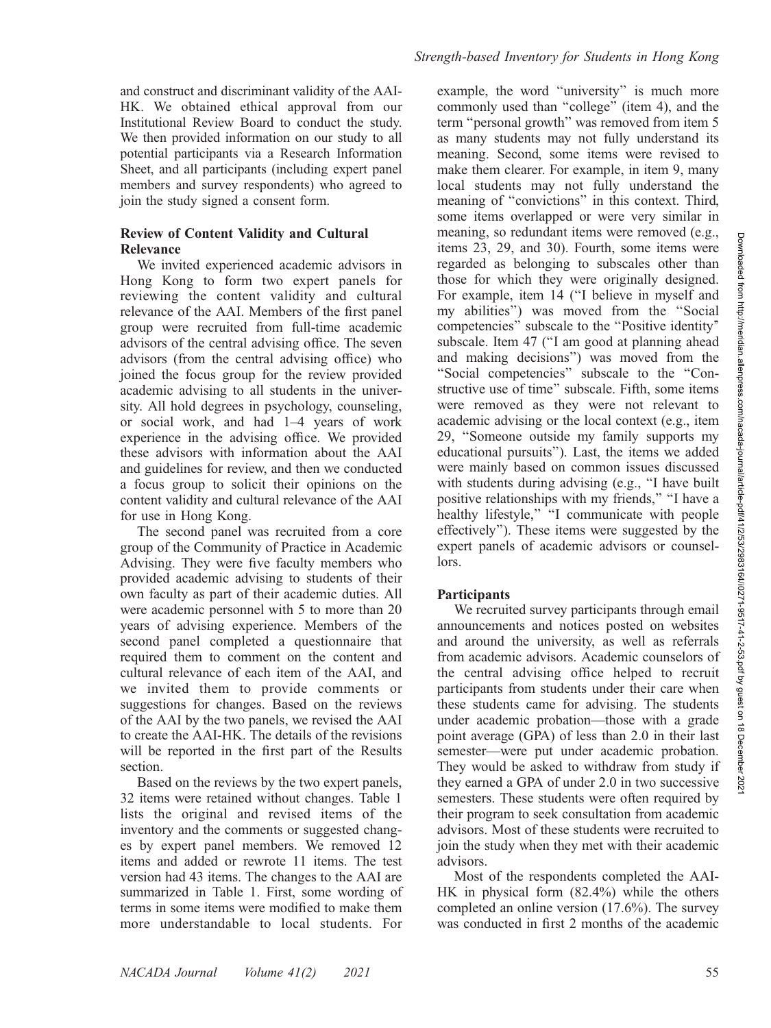and construct and discriminant validity of the AAI-HK. We obtained ethical approval from our Institutional Review Board to conduct the study. We then provided information on our study to all potential participants via a Research Information Sheet, and all participants (including expert panel members and survey respondents) who agreed to join the study signed a consent form.

### Review of Content Validity and Cultural Relevance

We invited experienced academic advisors in Hong Kong to form two expert panels for reviewing the content validity and cultural relevance of the AAI. Members of the first panel group were recruited from full-time academic advisors of the central advising office. The seven advisors (from the central advising office) who joined the focus group for the review provided academic advising to all students in the university. All hold degrees in psychology, counseling, or social work, and had 1–4 years of work experience in the advising office. We provided these advisors with information about the AAI and guidelines for review, and then we conducted a focus group to solicit their opinions on the content validity and cultural relevance of the AAI for use in Hong Kong.

The second panel was recruited from a core group of the Community of Practice in Academic Advising. They were five faculty members who provided academic advising to students of their own faculty as part of their academic duties. All were academic personnel with 5 to more than 20 years of advising experience. Members of the second panel completed a questionnaire that required them to comment on the content and cultural relevance of each item of the AAI, and we invited them to provide comments or suggestions for changes. Based on the reviews of the AAI by the two panels, we revised the AAI to create the AAI-HK. The details of the revisions will be reported in the first part of the Results section.

Based on the reviews by the two expert panels, 32 items were retained without changes. Table 1 lists the original and revised items of the inventory and the comments or suggested changes by expert panel members. We removed 12 items and added or rewrote 11 items. The test version had 43 items. The changes to the AAI are summarized in Table 1. First, some wording of terms in some items were modified to make them more understandable to local students. For example, the word "university" is much more commonly used than "college" (item 4), and the term "personal growth" was removed from item 5 as many students may not fully understand its meaning. Second, some items were revised to make them clearer. For example, in item 9, many local students may not fully understand the meaning of "convictions" in this context. Third, some items overlapped or were very similar in meaning, so redundant items were removed (e.g., items 23, 29, and 30). Fourth, some items were regarded as belonging to subscales other than those for which they were originally designed. For example, item 14 ("I believe in myself and my abilities") was moved from the "Social competencies" subscale to the "Positive identity" subscale. Item 47 ("I am good at planning ahead and making decisions") was moved from the "Social competencies" subscale to the "Constructive use of time" subscale. Fifth, some items were removed as they were not relevant to academic advising or the local context (e.g., item 29, "Someone outside my family supports my educational pursuits"). Last, the items we added were mainly based on common issues discussed with students during advising (e.g., "I have built positive relationships with my friends," "I have a healthy lifestyle," "I communicate with people effectively"). These items were suggested by the expert panels of academic advisors or counselors.

### Participants

We recruited survey participants through email announcements and notices posted on websites and around the university, as well as referrals from academic advisors. Academic counselors of the central advising office helped to recruit participants from students under their care when these students came for advising. The students under academic probation—those with a grade point average (GPA) of less than 2.0 in their last semester—were put under academic probation. They would be asked to withdraw from study if they earned a GPA of under 2.0 in two successive semesters. These students were often required by their program to seek consultation from academic advisors. Most of these students were recruited to join the study when they met with their academic advisors.

Most of the respondents completed the AAI-HK in physical form (82.4%) while the others completed an online version (17.6%). The survey was conducted in first 2 months of the academic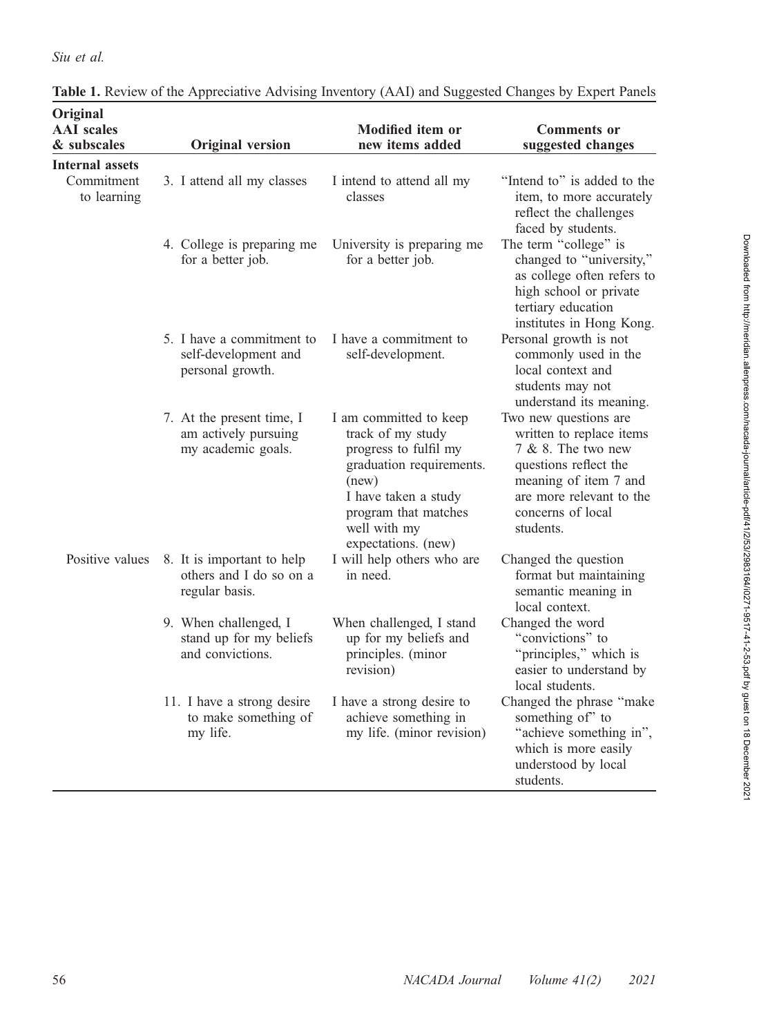**Table 1.** Review of the Appreciative Advising Inventory (AAI) and Suggested Changes by Expert Panels

| Original AAI scales & subscales | Original version | Modified item or new items added | Comments or suggested changes |
|---|---|---|---|
| **Internal assets** | | | |
| Commitment to learning | 3. I attend all my classes | I intend to attend all my classes | "Intend to" is added to the item, to more accurately reflect the challenges faced by students. |
| | 4. College is preparing me for a better job. | University is preparing me for a better job. | The term "college" is changed to "university," as college often refers to high school or private tertiary education institutes in Hong Kong. |
| | 5. I have a commitment to self-development and personal growth. | I have a commitment to self-development. | Personal growth is not commonly used in the local context and students may not understand its meaning. |
| | 7. At the present time, I am actively pursuing my academic goals. | I am committed to keep track of my study progress to fulfil my graduation requirements. (new) I have taken a study program that matches well with my expectations. (new) | Two new questions are written to replace items 7 & 8. The two new questions reflect the meaning of item 7 and are more relevant to the concerns of local students. |
| Positive values | 8. It is important to help others and I do so on a regular basis. | I will help others who are in need. | Changed the question format but maintaining semantic meaning in local context. |
| | 9. When challenged, I stand up for my beliefs and convictions. | When challenged, I stand up for my beliefs and principles. (minor revision) | Changed the word "convictions" to "principles," which is easier to understand by local students. |
| | 11. I have a strong desire to make something of my life. | I have a strong desire to achieve something in my life. (minor revision) | Changed the phrase "make something of" to "achieve something in", which is more easily understood by local students. |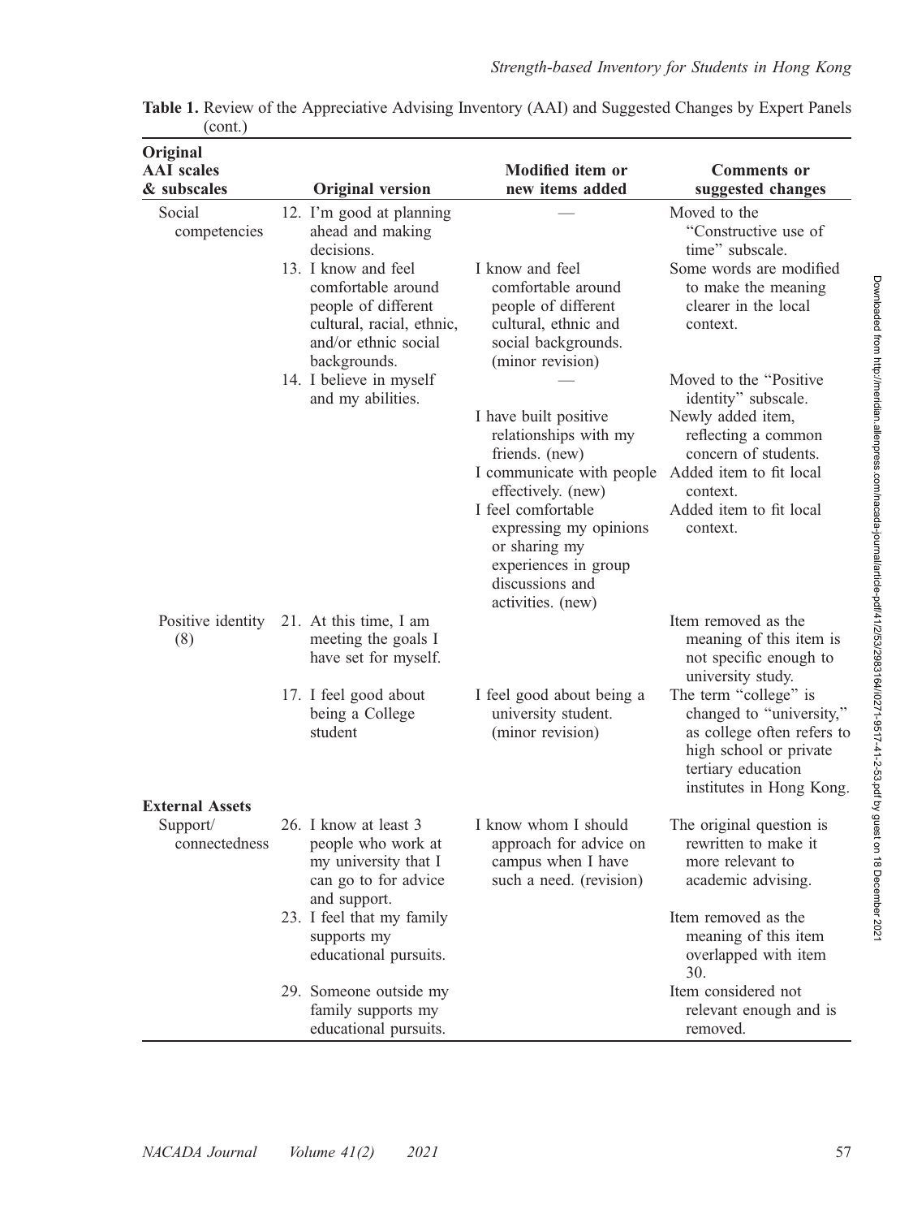**Table 1.** Review of the Appreciative Advising Inventory (AAI) and Suggested Changes by Expert Panels (cont.)

| Original AAI scales & subscales | Original version | Modified item or new items added | Comments or suggested changes |
|---|---|---|---|
| Social competencies | 12. I'm good at planning ahead and making decisions. | — | Moved to the "Constructive use of time" subscale. |
| | 13. I know and feel comfortable around people of different cultural, racial, ethnic, and/or ethnic social backgrounds. | I know and feel comfortable around people of different cultural, ethnic and social backgrounds. (minor revision) | Some words are modified to make the meaning clearer in the local context. |
| | 14. I believe in myself and my abilities. | — | Moved to the "Positive identity" subscale. |
| | | I have built positive relationships with my friends. (new) | Newly added item, reflecting a common concern of students. |
| | | I communicate with people effectively. (new) | Added item to fit local context. |
| | | I feel comfortable expressing my opinions or sharing my experiences in group discussions and activities. (new) | Added item to fit local context. |
| Positive identity (8) | 21. At this time, I am meeting the goals I have set for myself. | | Item removed as the meaning of this item is not specific enough to university study. |
| | 17. I feel good about being a College student | I feel good about being a university student. (minor revision) | The term "college" is changed to "university," as college often refers to high school or private tertiary education institutes in Hong Kong. |
| **External Assets** | | | |
| Support/ connectedness | 26. I know at least 3 people who work at my university that I can go to for advice and support. | I know whom I should approach for advice on campus when I have such a need. (revision) | The original question is rewritten to make it more relevant to academic advising. |
| | 23. I feel that my family supports my educational pursuits. | | Item removed as the meaning of this item overlapped with item 30. |
| | 29. Someone outside my family supports my educational pursuits. | | Item considered not relevant enough and is removed. |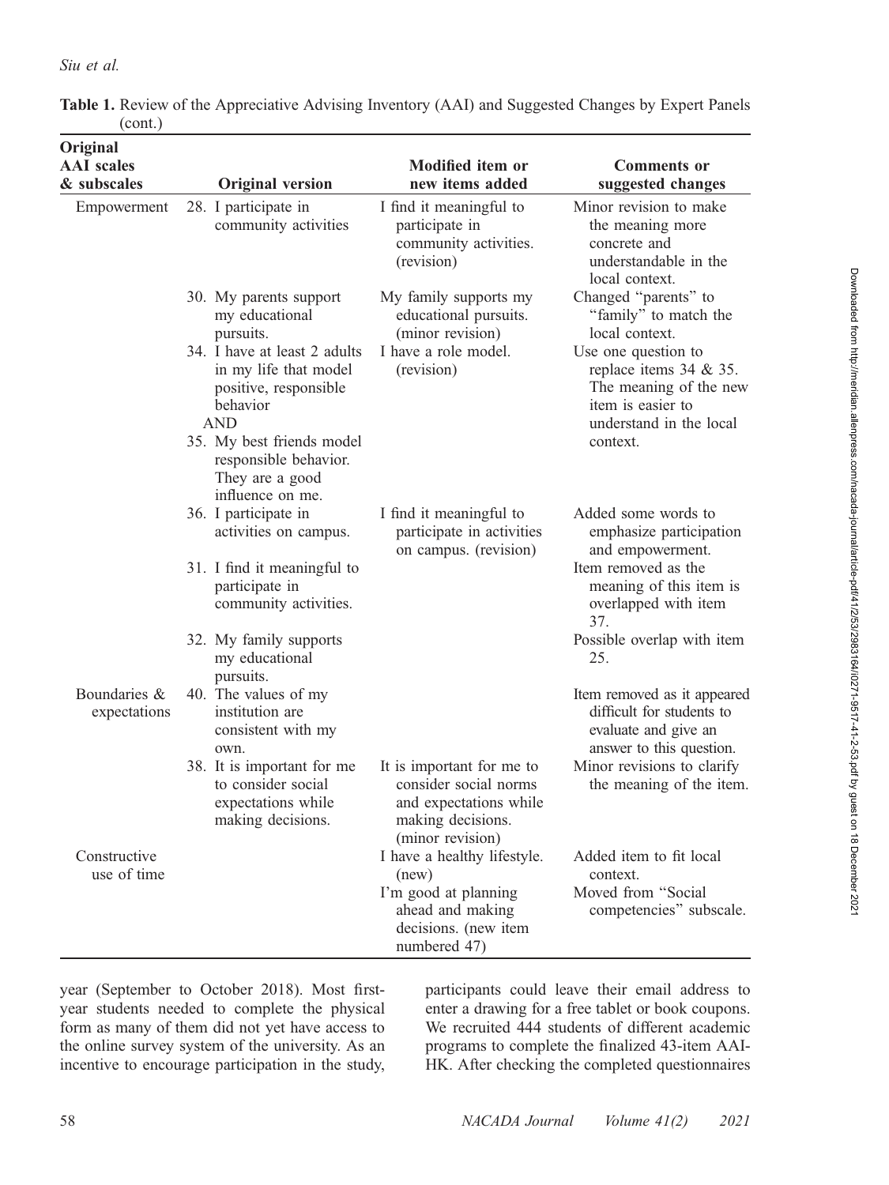**Table 1.** Review of the Appreciative Advising Inventory (AAI) and Suggested Changes by Expert Panels (cont.)

| Original AAI scales & subscales | Original version | Modified item or new items added | Comments or suggested changes |
|---|---|---|---|
| Empowerment | 28. I participate in community activities | I find it meaningful to participate in community activities. (revision) | Minor revision to make the meaning more concrete and understandable in the local context. |
| | 30. My parents support my educational pursuits. | My family supports my educational pursuits. (minor revision) | Changed "parents" to "family" to match the local context. |
| | 34. I have at least 2 adults in my life that model positive, responsible behavior AND 35. My best friends model responsible behavior. They are a good influence on me. | I have a role model. (revision) | Use one question to replace items 34 & 35. The meaning of the new item is easier to understand in the local context. |
| | 36. I participate in activities on campus. | I find it meaningful to participate in activities on campus. (revision) | Added some words to emphasize participation and empowerment. |
| | 31. I find it meaningful to participate in community activities. | | Item removed as the meaning of this item is overlapped with item 37. |
| | 32. My family supports my educational pursuits. | | Possible overlap with item 25. |
| Boundaries & expectations | 40. The values of my institution are consistent with my own. | | Item removed as it appeared difficult for students to evaluate and give an answer to this question. |
| | 38. It is important for me to consider social expectations while making decisions. | It is important for me to consider social norms and expectations while making decisions. (minor revision) | Minor revisions to clarify the meaning of the item. |
| Constructive use of time | | I have a healthy lifestyle. (new) | Added item to fit local context. |
| | | I'm good at planning ahead and making decisions. (new item numbered 47) | Moved from "Social competencies" subscale. |

year (September to October 2018). Most first-year students needed to complete the physical form as many of them did not yet have access to the online survey system of the university. As an incentive to encourage participation in the study, participants could leave their email address to enter a drawing for a free tablet or book coupons. We recruited 444 students of different academic programs to complete the finalized 43-item AAI-HK. After checking the completed questionnaires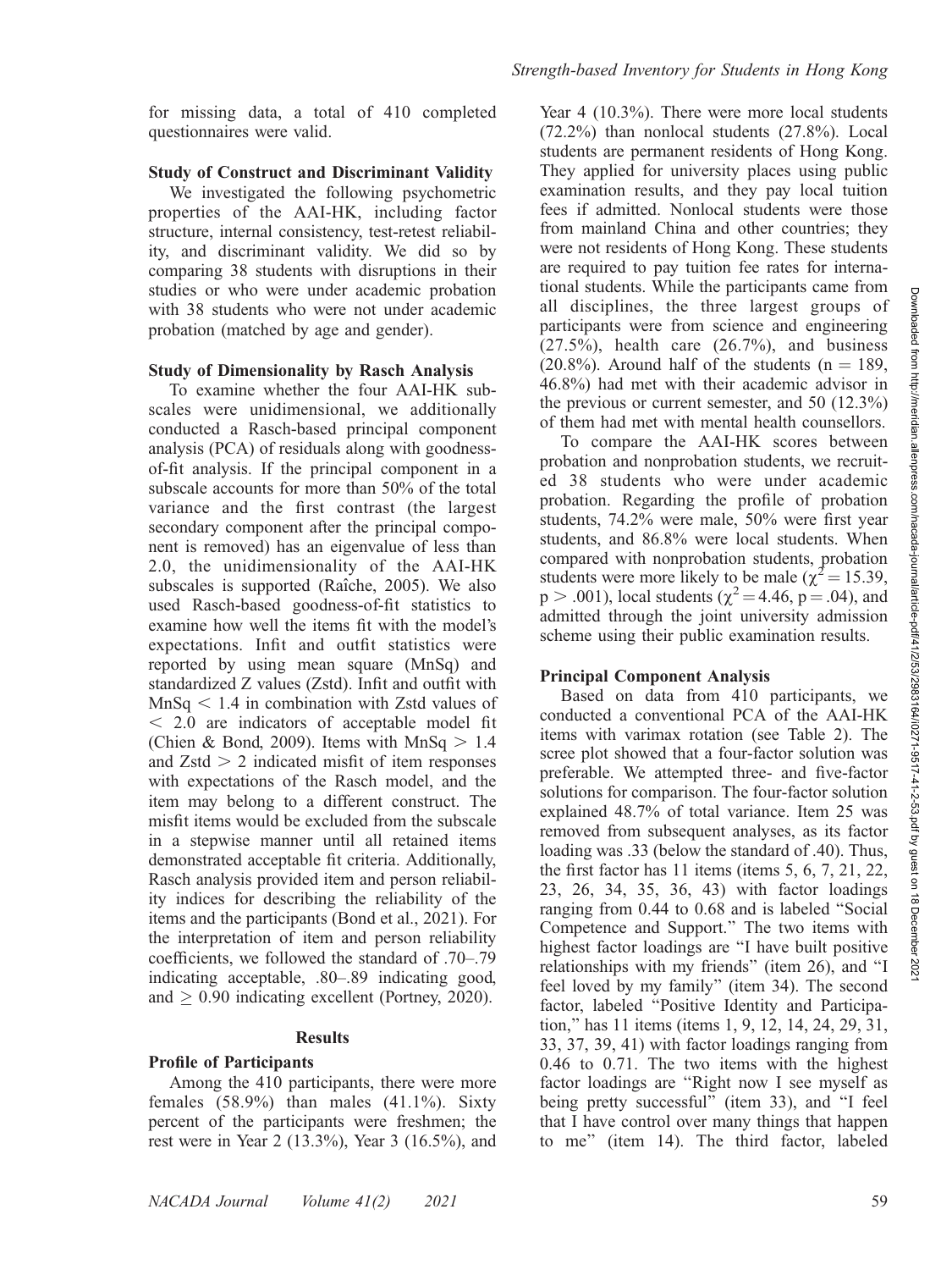for missing data, a total of 410 completed questionnaires were valid.

### Study of Construct and Discriminant Validity

We investigated the following psychometric properties of the AAI-HK, including factor structure, internal consistency, test-retest reliability, and discriminant validity. We did so by comparing 38 students with disruptions in their studies or who were under academic probation with 38 students who were not under academic probation (matched by age and gender).

### Study of Dimensionality by Rasch Analysis

To examine whether the four AAI-HK subscales were unidimensional, we additionally conducted a Rasch-based principal component analysis (PCA) of residuals along with goodness-of-fit analysis. If the principal component in a subscale accounts for more than 50% of the total variance and the first contrast (the largest secondary component after the principal component is removed) has an eigenvalue of less than 2.0, the unidimensionality of the AAI-HK subscales is supported (Raîche, 2005). We also used Rasch-based goodness-of-fit statistics to examine how well the items fit with the model's expectations. Infit and outfit statistics were reported by using mean square (MnSq) and standardized Z values (Zstd). Infit and outfit with MnSq $< 1.4$ in combination with Zstd values of $< 2.0$ are indicators of acceptable model fit (Chien & Bond, 2009). Items with MnSq $> 1.4$ and Zstd $> 2$ indicated misfit of item responses with expectations of the Rasch model, and the item may belong to a different construct. The misfit items would be excluded from the subscale in a stepwise manner until all retained items demonstrated acceptable fit criteria. Additionally, Rasch analysis provided item and person reliability indices for describing the reliability of the items and the participants (Bond et al., 2021). For the interpretation of item and person reliability coefficients, we followed the standard of .70–.79 indicating acceptable, .80–.89 indicating good, and $\geq 0.90$ indicating excellent (Portney, 2020).

## Results

### Profile of Participants

Among the 410 participants, there were more females (58.9%) than males (41.1%). Sixty percent of the participants were freshmen; the rest were in Year 2 (13.3%), Year 3 (16.5%), and Year 4 (10.3%). There were more local students (72.2%) than nonlocal students (27.8%). Local students are permanent residents of Hong Kong. They applied for university places using public examination results, and they pay local tuition fees if admitted. Nonlocal students were those from mainland China and other countries; they were not residents of Hong Kong. These students are required to pay tuition fee rates for international students. While the participants came from all disciplines, the three largest groups of participants were from science and engineering (27.5%), health care (26.7%), and business (20.8%). Around half of the students ($n = 189$, 46.8%) had met with their academic advisor in the previous or current semester, and 50 (12.3%) of them had met with mental health counsellors.

To compare the AAI-HK scores between probation and nonprobation students, we recruited 38 students who were under academic probation. Regarding the profile of probation students, 74.2% were male, 50% were first year students, and 86.8% were local students. When compared with nonprobation students, probation students were more likely to be male ($\chi^2 = 15.39$, $p > .001$), local students ($\chi^2 = 4.46$, $p = .04$), and admitted through the joint university admission scheme using their public examination results.

### Principal Component Analysis

Based on data from 410 participants, we conducted a conventional PCA of the AAI-HK items with varimax rotation (see Table 2). The scree plot showed that a four-factor solution was preferable. We attempted three- and five-factor solutions for comparison. The four-factor solution explained 48.7% of total variance. Item 25 was removed from subsequent analyses, as its factor loading was .33 (below the standard of .40). Thus, the first factor has 11 items (items 5, 6, 7, 21, 22, 23, 26, 34, 35, 36, 43) with factor loadings ranging from 0.44 to 0.68 and is labeled "Social Competence and Support." The two items with highest factor loadings are "I have built positive relationships with my friends" (item 26), and "I feel loved by my family" (item 34). The second factor, labeled "Positive Identity and Participation," has 11 items (items 1, 9, 12, 14, 24, 29, 31, 33, 37, 39, 41) with factor loadings ranging from 0.46 to 0.71. The two items with the highest factor loadings are "Right now I see myself as being pretty successful" (item 33), and "I feel that I have control over many things that happen to me" (item 14). The third factor, labeled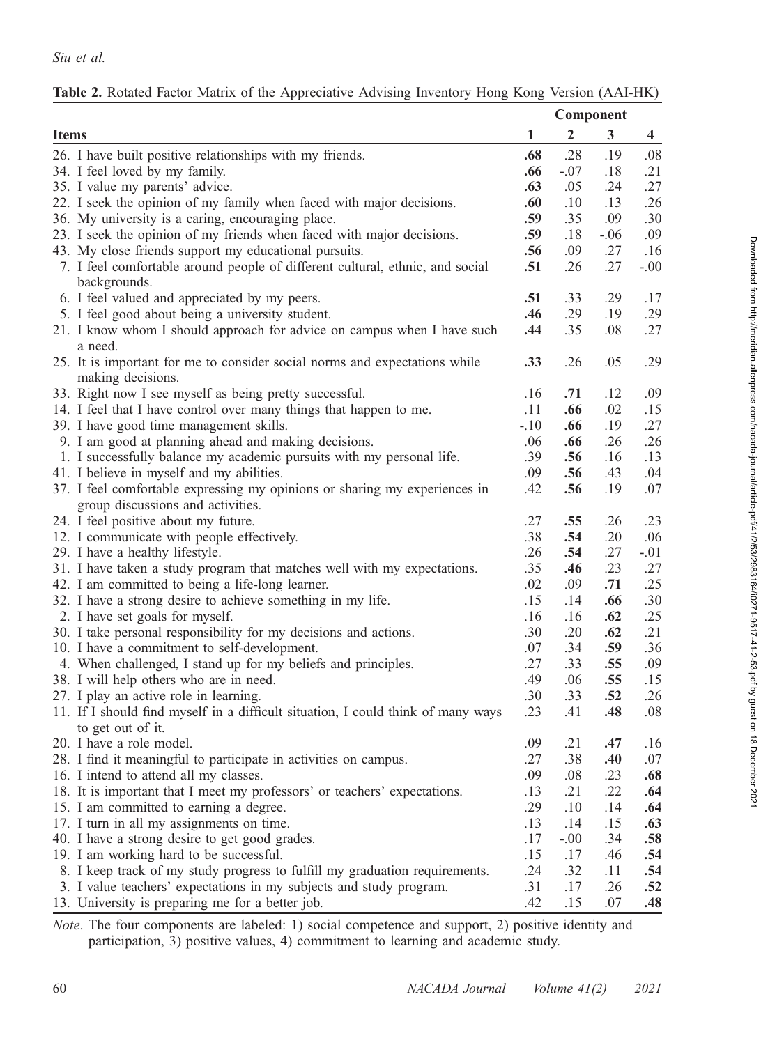**Table 2.** Rotated Factor Matrix of the Appreciative Advising Inventory Hong Kong Version (AAI-HK)

| Items | Component | | | |
|---|---|---|---|---|
| | 1 | 2 | 3 | 4 |
| 26. I have built positive relationships with my friends. | **.68** | .28 | .19 | .08 |
| 34. I feel loved by my family. | **.66** | -.07 | .18 | .21 |
| 35. I value my parents' advice. | **.63** | .05 | .24 | .27 |
| 22. I seek the opinion of my family when faced with major decisions. | **.60** | .10 | .13 | .26 |
| 36. My university is a caring, encouraging place. | **.59** | .35 | .09 | .30 |
| 23. I seek the opinion of my friends when faced with major decisions. | **.59** | .18 | -.06 | .09 |
| 43. My close friends support my educational pursuits. | **.56** | .09 | .27 | .16 |
| 7. I feel comfortable around people of different cultural, ethnic, and social backgrounds. | **.51** | .26 | .27 | -.00 |
| 6. I feel valued and appreciated by my peers. | **.51** | .33 | .29 | .17 |
| 5. I feel good about being a university student. | **.46** | .29 | .19 | .29 |
| 21. I know whom I should approach for advice on campus when I have such a need. | **.44** | .35 | .08 | .27 |
| 25. It is important for me to consider social norms and expectations while making decisions. | **.33** | .26 | .05 | .29 |
| 33. Right now I see myself as being pretty successful. | .16 | **.71** | .12 | .09 |
| 14. I feel that I have control over many things that happen to me. | .11 | **.66** | .02 | .15 |
| 39. I have good time management skills. | -.10 | **.66** | .19 | .27 |
| 9. I am good at planning ahead and making decisions. | .06 | **.66** | .26 | .26 |
| 1. I successfully balance my academic pursuits with my personal life. | .39 | **.56** | .16 | .13 |
| 41. I believe in myself and my abilities. | .09 | **.56** | .43 | .04 |
| 37. I feel comfortable expressing my opinions or sharing my experiences in group discussions and activities. | .42 | **.56** | .19 | .07 |
| 24. I feel positive about my future. | .27 | **.55** | .26 | .23 |
| 12. I communicate with people effectively. | .38 | **.54** | .20 | .06 |
| 29. I have a healthy lifestyle. | .26 | **.54** | .27 | -.01 |
| 31. I have taken a study program that matches well with my expectations. | .35 | **.46** | .23 | .27 |
| 42. I am committed to being a life-long learner. | .02 | .09 | **.71** | .25 |
| 32. I have a strong desire to achieve something in my life. | .15 | .14 | **.66** | .30 |
| 2. I have set goals for myself. | .16 | .16 | **.62** | .25 |
| 30. I take personal responsibility for my decisions and actions. | .30 | .20 | **.62** | .21 |
| 10. I have a commitment to self-development. | .07 | .34 | **.59** | .36 |
| 4. When challenged, I stand up for my beliefs and principles. | .27 | .33 | **.55** | .09 |
| 38. I will help others who are in need. | .49 | .06 | **.55** | .15 |
| 27. I play an active role in learning. | .30 | .33 | **.52** | .26 |
| 11. If I should find myself in a difficult situation, I could think of many ways to get out of it. | .23 | .41 | **.48** | .08 |
| 20. I have a role model. | .09 | .21 | **.47** | .16 |
| 28. I find it meaningful to participate in activities on campus. | .27 | .38 | **.40** | .07 |
| 16. I intend to attend all my classes. | .09 | .08 | .23 | **.68** |
| 18. It is important that I meet my professors' or teachers' expectations. | .13 | .21 | .22 | **.64** |
| 15. I am committed to earning a degree. | .29 | .10 | .14 | **.64** |
| 17. I turn in all my assignments on time. | .13 | .14 | .15 | **.63** |
| 40. I have a strong desire to get good grades. | .17 | -.00 | .34 | **.58** |
| 19. I am working hard to be successful. | .15 | .17 | .46 | **.54** |
| 8. I keep track of my study progress to fulfill my graduation requirements. | .24 | .32 | .11 | **.54** |
| 3. I value teachers' expectations in my subjects and study program. | .31 | .17 | .26 | **.52** |
| 13. University is preparing me for a better job. | .42 | .15 | .07 | **.48** |

*Note*. The four components are labeled: 1) social competence and support, 2) positive identity and participation, 3) positive values, 4) commitment to learning and academic study.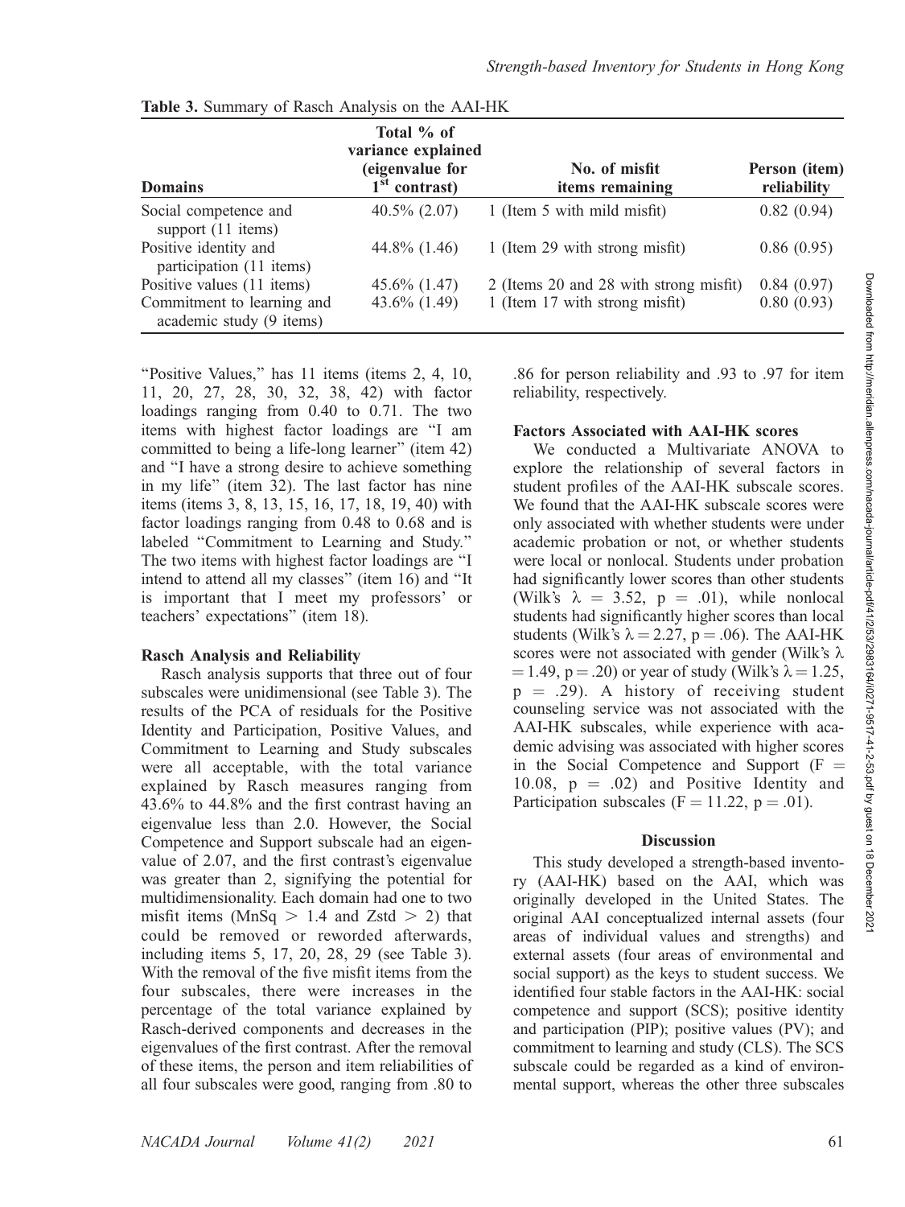**Table 3.** Summary of Rasch Analysis on the AAI-HK

| Domains | Total % of variance explained (eigenvalue for 1st contrast) | No. of misfit items remaining | Person (item) reliability |
|---|---|---|---|
| Social competence and support (11 items) | 40.5% (2.07) | 1 (Item 5 with mild misfit) | 0.82 (0.94) |
| Positive identity and participation (11 items) | 44.8% (1.46) | 1 (Item 29 with strong misfit) | 0.86 (0.95) |
| Positive values (11 items) | 45.6% (1.47) | 2 (Items 20 and 28 with strong misfit) | 0.84 (0.97) |
| Commitment to learning and academic study (9 items) | 43.6% (1.49) | 1 (Item 17 with strong misfit) | 0.80 (0.93) |

"Positive Values," has 11 items (items 2, 4, 10, 11, 20, 27, 28, 30, 32, 38, 42) with factor loadings ranging from 0.40 to 0.71. The two items with highest factor loadings are "I am committed to being a life-long learner" (item 42) and "I have a strong desire to achieve something in my life" (item 32). The last factor has nine items (items 3, 8, 13, 15, 16, 17, 18, 19, 40) with factor loadings ranging from 0.48 to 0.68 and is labeled "Commitment to Learning and Study." The two items with highest factor loadings are "I intend to attend all my classes" (item 16) and "It is important that I meet my professors' or teachers' expectations" (item 18).

### Rasch Analysis and Reliability

Rasch analysis supports that three out of four subscales were unidimensional (see Table 3). The results of the PCA of residuals for the Positive Identity and Participation, Positive Values, and Commitment to Learning and Study subscales were all acceptable, with the total variance explained by Rasch measures ranging from 43.6% to 44.8% and the first contrast having an eigenvalue less than 2.0. However, the Social Competence and Support subscale had an eigenvalue of 2.07, and the first contrast's eigenvalue was greater than 2, signifying the potential for multidimensionality. Each domain had one to two misfit items (MnSq $> 1.4$ and Zstd $> 2$) that could be removed or reworded afterwards, including items 5, 17, 20, 28, 29 (see Table 3). With the removal of the five misfit items from the four subscales, there were increases in the percentage of the total variance explained by Rasch-derived components and decreases in the eigenvalues of the first contrast. After the removal of these items, the person and item reliabilities of all four subscales were good, ranging from .80 to .86 for person reliability and .93 to .97 for item reliability, respectively.

### Factors Associated with AAI-HK scores

We conducted a Multivariate ANOVA to explore the relationship of several factors in student profiles of the AAI-HK subscale scores. We found that the AAI-HK subscale scores were only associated with whether students were under academic probation or not, or whether students were local or nonlocal. Students under probation had significantly lower scores than other students (Wilk's $\lambda = 3.52$, $p = .01$), while nonlocal students had significantly higher scores than local students (Wilk's $\lambda = 2.27$, $p = .06$). The AAI-HK scores were not associated with gender (Wilk's $\lambda = 1.49$, $p = .20$) or year of study (Wilk's $\lambda = 1.25$, $p = .29$). A history of receiving student counseling service was not associated with the AAI-HK subscales, while experience with academic advising was associated with higher scores in the Social Competence and Support ($F = 10.08$, $p = .02$) and Positive Identity and Participation subscales ($F = 11.22$, $p = .01$).

## Discussion

This study developed a strength-based inventory (AAI-HK) based on the AAI, which was originally developed in the United States. The original AAI conceptualized internal assets (four areas of individual values and strengths) and external assets (four areas of environmental and social support) as the keys to student success. We identified four stable factors in the AAI-HK: social competence and support (SCS); positive identity and participation (PIP); positive values (PV); and commitment to learning and study (CLS). The SCS subscale could be regarded as a kind of environmental support, whereas the other three subscales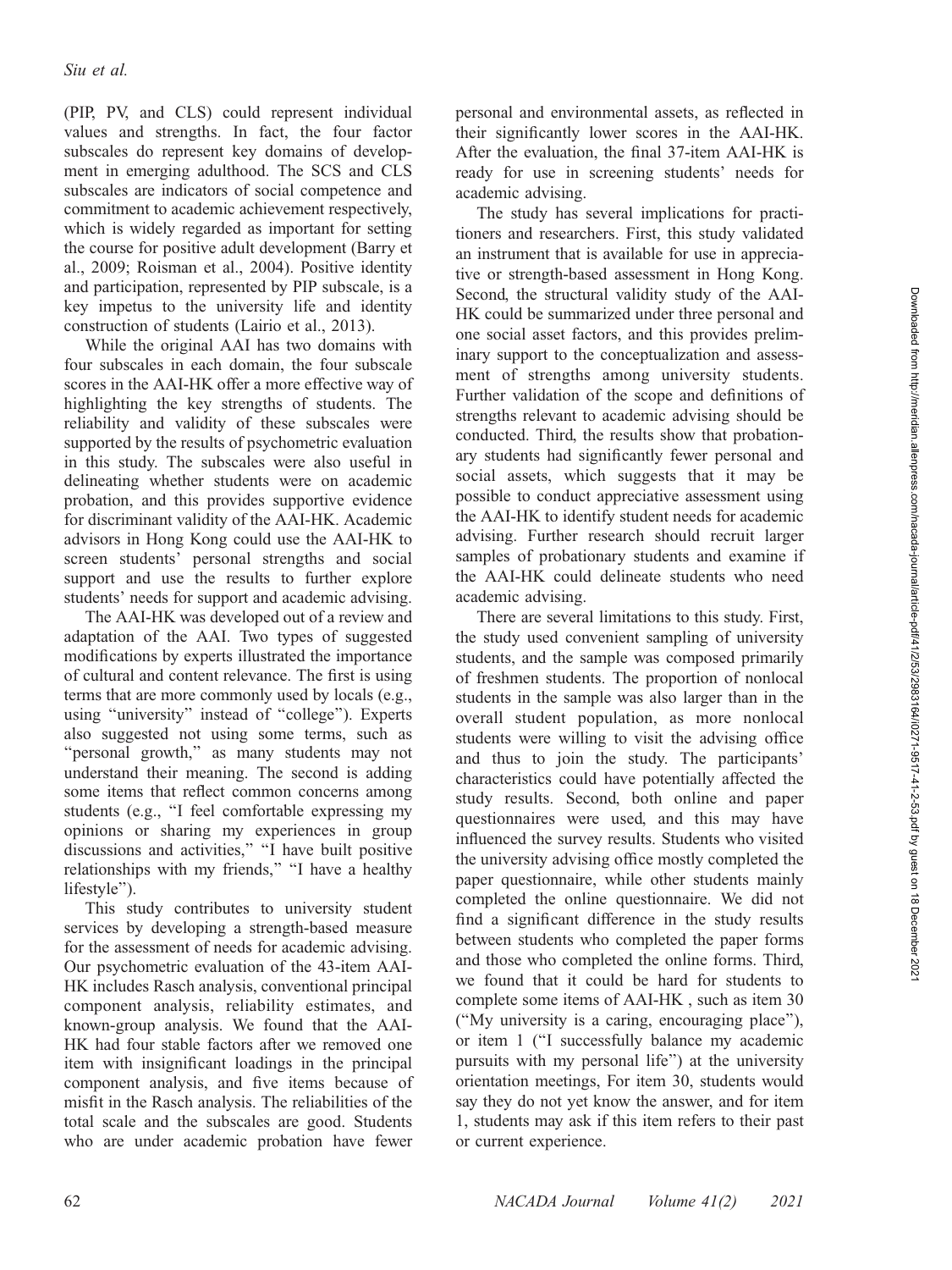(PIP, PV, and CLS) could represent individual values and strengths. In fact, the four factor subscales do represent key domains of development in emerging adulthood. The SCS and CLS subscales are indicators of social competence and commitment to academic achievement respectively, which is widely regarded as important for setting the course for positive adult development (Barry et al., 2009; Roisman et al., 2004). Positive identity and participation, represented by PIP subscale, is a key impetus to the university life and identity construction of students (Lairio et al., 2013).

While the original AAI has two domains with four subscales in each domain, the four subscale scores in the AAI-HK offer a more effective way of highlighting the key strengths of students. The reliability and validity of these subscales were supported by the results of psychometric evaluation in this study. The subscales were also useful in delineating whether students were on academic probation, and this provides supportive evidence for discriminant validity of the AAI-HK. Academic advisors in Hong Kong could use the AAI-HK to screen students' personal strengths and social support and use the results to further explore students' needs for support and academic advising.

The AAI-HK was developed out of a review and adaptation of the AAI. Two types of suggested modifications by experts illustrated the importance of cultural and content relevance. The first is using terms that are more commonly used by locals (e.g., using "university" instead of "college"). Experts also suggested not using some terms, such as "personal growth," as many students may not understand their meaning. The second is adding some items that reflect common concerns among students (e.g., "I feel comfortable expressing my opinions or sharing my experiences in group discussions and activities," "I have built positive relationships with my friends," "I have a healthy lifestyle").

This study contributes to university student services by developing a strength-based measure for the assessment of needs for academic advising. Our psychometric evaluation of the 43-item AAI-HK includes Rasch analysis, conventional principal component analysis, reliability estimates, and known-group analysis. We found that the AAI-HK had four stable factors after we removed one item with insignificant loadings in the principal component analysis, and five items because of misfit in the Rasch analysis. The reliabilities of the total scale and the subscales are good. Students who are under academic probation have fewer personal and environmental assets, as reflected in their significantly lower scores in the AAI-HK. After the evaluation, the final 37-item AAI-HK is ready for use in screening students' needs for academic advising.

The study has several implications for practitioners and researchers. First, this study validated an instrument that is available for use in appreciative or strength-based assessment in Hong Kong. Second, the structural validity study of the AAI-HK could be summarized under three personal and one social asset factors, and this provides preliminary support to the conceptualization and assessment of strengths among university students. Further validation of the scope and definitions of strengths relevant to academic advising should be conducted. Third, the results show that probationary students had significantly fewer personal and social assets, which suggests that it may be possible to conduct appreciative assessment using the AAI-HK to identify student needs for academic advising. Further research should recruit larger samples of probationary students and examine if the AAI-HK could delineate students who need academic advising.

There are several limitations to this study. First, the study used convenient sampling of university students, and the sample was composed primarily of freshmen students. The proportion of nonlocal students in the sample was also larger than in the overall student population, as more nonlocal students were willing to visit the advising office and thus to join the study. The participants' characteristics could have potentially affected the study results. Second, both online and paper questionnaires were used, and this may have influenced the survey results. Students who visited the university advising office mostly completed the paper questionnaire, while other students mainly completed the online questionnaire. We did not find a significant difference in the study results between students who completed the paper forms and those who completed the online forms. Third, we found that it could be hard for students to complete some items of AAI-HK , such as item 30 ("My university is a caring, encouraging place"), or item 1 ("I successfully balance my academic pursuits with my personal life") at the university orientation meetings, For item 30, students would say they do not yet know the answer, and for item 1, students may ask if this item refers to their past or current experience.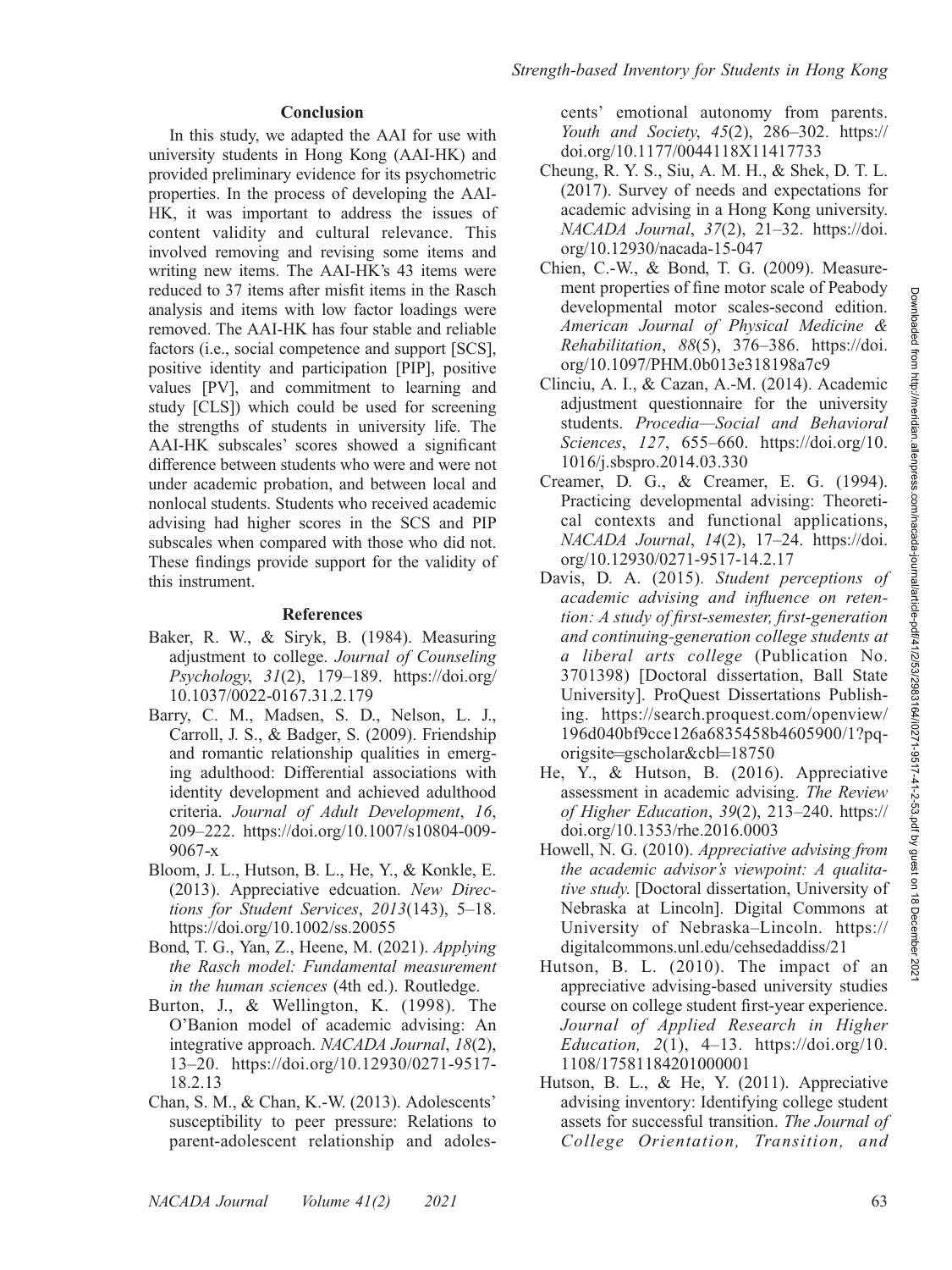## Conclusion

In this study, we adapted the AAI for use with university students in Hong Kong (AAI-HK) and provided preliminary evidence for its psychometric properties. In the process of developing the AAI-HK, it was important to address the issues of content validity and cultural relevance. This involved removing and revising some items and writing new items. The AAI-HK's 43 items were reduced to 37 items after misfit items in the Rasch analysis and items with low factor loadings were removed. The AAI-HK has four stable and reliable factors (i.e., social competence and support [SCS], positive identity and participation [PIP], positive values [PV], and commitment to learning and study [CLS]) which could be used for screening the strengths of students in university life. The AAI-HK subscales' scores showed a significant difference between students who were and were not under academic probation, and between local and nonlocal students. Students who received academic advising had higher scores in the SCS and PIP subscales when compared with those who did not. These findings provide support for the validity of this instrument.

## References

Baker, R. W., & Siryk, B. (1984). Measuring adjustment to college. *Journal of Counseling Psychology*, *31*(2), 179–189. https://doi.org/10.1037/0022-0167.31.2.179

Barry, C. M., Madsen, S. D., Nelson, L. J., Carroll, J. S., & Badger, S. (2009). Friendship and romantic relationship qualities in emerging adulthood: Differential associations with identity development and achieved adulthood criteria. *Journal of Adult Development*, *16*, 209–222. https://doi.org/10.1007/s10804-009-9067-x

Bloom, J. L., Hutson, B. L., He, Y., & Konkle, E. (2013). Appreciative edcuation. *New Directions for Student Services*, *2013*(143), 5–18. https://doi.org/10.1002/ss.20055

Bond, T. G., Yan, Z., Heene, M. (2021). *Applying the Rasch model: Fundamental measurement in the human sciences* (4th ed.). Routledge.

Burton, J., & Wellington, K. (1998). The O'Banion model of academic advising: An integrative approach. *NACADA Journal*, *18*(2), 13–20. https://doi.org/10.12930/0271-9517-18.2.13

Chan, S. M., & Chan, K.-W. (2013). Adolescents' susceptibility to peer pressure: Relations to parent-adolescent relationship and adolescents' emotional autonomy from parents. *Youth and Society*, *45*(2), 286–302. https://doi.org/10.1177/0044118X11417733

Cheung, R. Y. S., Siu, A. M. H., & Shek, D. T. L. (2017). Survey of needs and expectations for academic advising in a Hong Kong university. *NACADA Journal*, *37*(2), 21–32. https://doi.org/10.12930/nacada-15-047

Chien, C.-W., & Bond, T. G. (2009). Measurement properties of fine motor scale of Peabody developmental motor scales-second edition. *American Journal of Physical Medicine & Rehabilitation*, *88*(5), 376–386. https://doi.org/10.1097/PHM.0b013e318198a7c9

Clinciu, A. I., & Cazan, A.-M. (2014). Academic adjustment questionnaire for the university students. *Procedia—Social and Behavioral Sciences*, *127*, 655–660. https://doi.org/10.1016/j.sbspro.2014.03.330

Creamer, D. G., & Creamer, E. G. (1994). Practicing developmental advising: Theoretical contexts and functional applications, *NACADA Journal*, *14*(2), 17–24. https://doi.org/10.12930/0271-9517-14.2.17

Davis, D. A. (2015). *Student perceptions of academic advising and influence on retention: A study of first-semester, first-generation and continuing-generation college students at a liberal arts college* (Publication No. 3701398) [Doctoral dissertation, Ball State University]. ProQuest Dissertations Publishing. https://search.proquest.com/openview/196d040bf9cce126a6835458b4605900/1?pq-origsite=gscholar&cbl=18750

He, Y., & Hutson, B. (2016). Appreciative assessment in academic advising. *The Review of Higher Education*, *39*(2), 213–240. https://doi.org/10.1353/rhe.2016.0003

Howell, N. G. (2010). *Appreciative advising from the academic advisor's viewpoint: A qualitative study.* [Doctoral dissertation, University of Nebraska at Lincoln]. Digital Commons at University of Nebraska–Lincoln. https://digitalcommons.unl.edu/cehsedaddiss/21

Hutson, B. L. (2010). The impact of an appreciative advising-based university studies course on college student first-year experience. *Journal of Applied Research in Higher Education, 2*(1), 4–13. https://doi.org/10.1108/17581184201000001

Hutson, B. L., & He, Y. (2011). Appreciative advising inventory: Identifying college student assets for successful transition. *The Journal of College Orientation, Transition, and*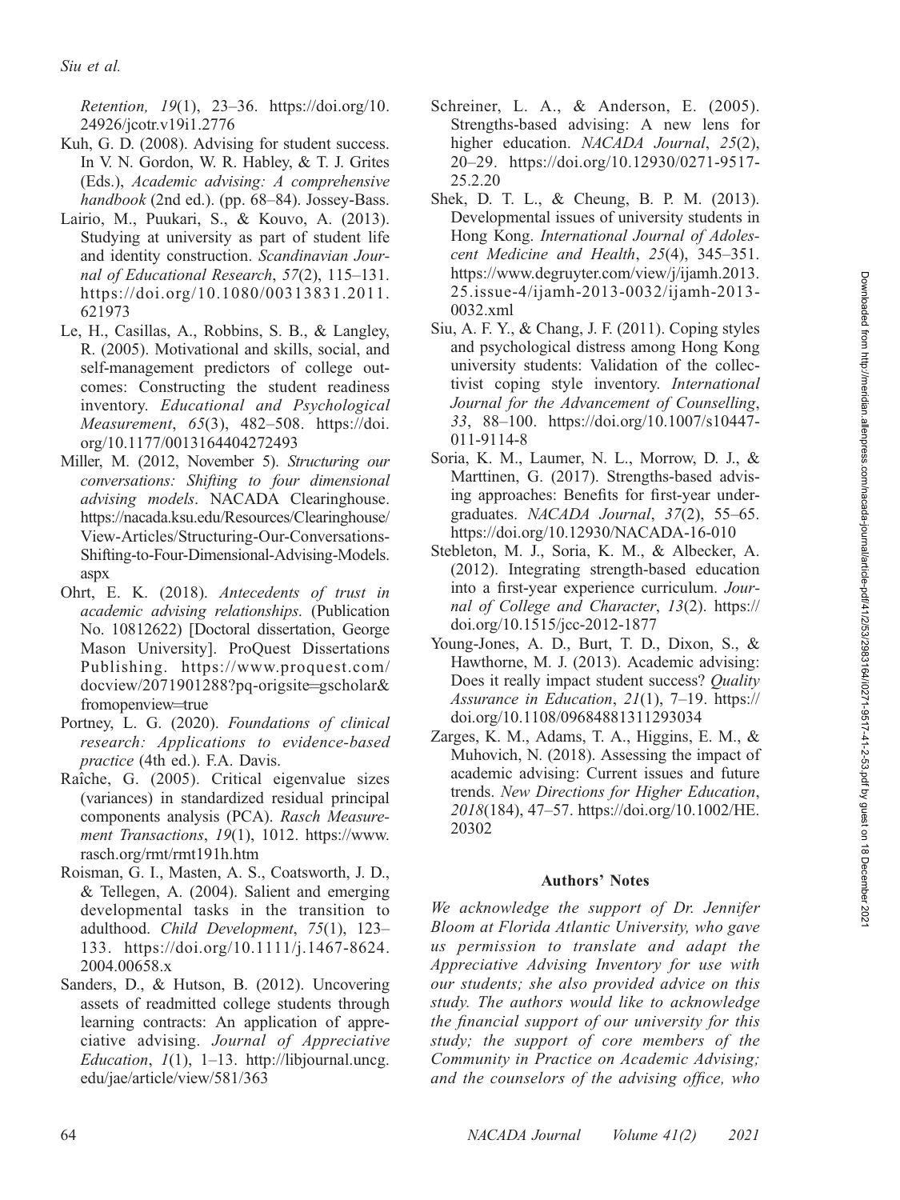*Retention, 19*(1), 23–36. https://doi.org/10.24926/jcotr.v19i1.2776

Kuh, G. D. (2008). Advising for student success. In V. N. Gordon, W. R. Habley, & T. J. Grites (Eds.), *Academic advising: A comprehensive handbook* (2nd ed.). (pp. 68–84). Jossey-Bass.

Lairio, M., Puukari, S., & Kouvo, A. (2013). Studying at university as part of student life and identity construction. *Scandinavian Journal of Educational Research*, *57*(2), 115–131. https://doi.org/10.1080/00313831.2011.621973

Le, H., Casillas, A., Robbins, S. B., & Langley, R. (2005). Motivational and skills, social, and self-management predictors of college outcomes: Constructing the student readiness inventory. *Educational and Psychological Measurement*, *65*(3), 482–508. https://doi.org/10.1177/0013164404272493

Miller, M. (2012, November 5). *Structuring our conversations: Shifting to four dimensional advising models*. NACADA Clearinghouse. https://nacada.ksu.edu/Resources/Clearinghouse/View-Articles/Structuring-Our-Conversations-Shifting-to-Four-Dimensional-Advising-Models.aspx

Ohrt, E. K. (2018). *Antecedents of trust in academic advising relationships*. (Publication No. 10812622) [Doctoral dissertation, George Mason University]. ProQuest Dissertations Publishing. https://www.proquest.com/docview/2071901288?pq-origsite=gscholar&fromopenview=true

Portney, L. G. (2020). *Foundations of clinical research: Applications to evidence-based practice* (4th ed.). F.A. Davis.

Raîche, G. (2005). Critical eigenvalue sizes (variances) in standardized residual principal components analysis (PCA). *Rasch Measurement Transactions*, *19*(1), 1012. https://www.rasch.org/rmt/rmt191h.htm

Roisman, G. I., Masten, A. S., Coatsworth, J. D., & Tellegen, A. (2004). Salient and emerging developmental tasks in the transition to adulthood. *Child Development*, *75*(1), 123–133. https://doi.org/10.1111/j.1467-8624.2004.00658.x

Sanders, D., & Hutson, B. (2012). Uncovering assets of readmitted college students through learning contracts: An application of appreciative advising. *Journal of Appreciative Education*, *1*(1), 1–13. http://libjournal.uncg.edu/jae/article/view/581/363

Schreiner, L. A., & Anderson, E. (2005). Strengths-based advising: A new lens for higher education. *NACADA Journal*, *25*(2), 20–29. https://doi.org/10.12930/0271-9517-25.2.20

Shek, D. T. L., & Cheung, B. P. M. (2013). Developmental issues of university students in Hong Kong. *International Journal of Adolescent Medicine and Health*, *25*(4), 345–351. https://www.degruyter.com/view/j/ijamh.2013.25.issue-4/ijamh-2013-0032/ijamh-2013-0032.xml

Siu, A. F. Y., & Chang, J. F. (2011). Coping styles and psychological distress among Hong Kong university students: Validation of the collectivist coping style inventory. *International Journal for the Advancement of Counselling*, *33*, 88–100. https://doi.org/10.1007/s10447-011-9114-8

Soria, K. M., Laumer, N. L., Morrow, D. J., & Marttinen, G. (2017). Strengths-based advising approaches: Benefits for first-year undergraduates. *NACADA Journal*, *37*(2), 55–65. https://doi.org/10.12930/NACADA-16-010

Stebleton, M. J., Soria, K. M., & Albecker, A. (2012). Integrating strength-based education into a first-year experience curriculum. *Journal of College and Character*, *13*(2). https://doi.org/10.1515/jcc-2012-1877

Young-Jones, A. D., Burt, T. D., Dixon, S., & Hawthorne, M. J. (2013). Academic advising: Does it really impact student success? *Quality Assurance in Education*, *21*(1), 7–19. https://doi.org/10.1108/09684881311293034

Zarges, K. M., Adams, T. A., Higgins, E. M., & Muhovich, N. (2018). Assessing the impact of academic advising: Current issues and future trends. *New Directions for Higher Education*, *2018*(184), 47–57. https://doi.org/10.1002/HE.20302

## Authors' Notes

*We acknowledge the support of Dr. Jennifer Bloom at Florida Atlantic University, who gave us permission to translate and adapt the Appreciative Advising Inventory for use with our students; she also provided advice on this study. The authors would like to acknowledge the financial support of our university for this study; the support of core members of the Community in Practice on Academic Advising; and the counselors of the advising office, who*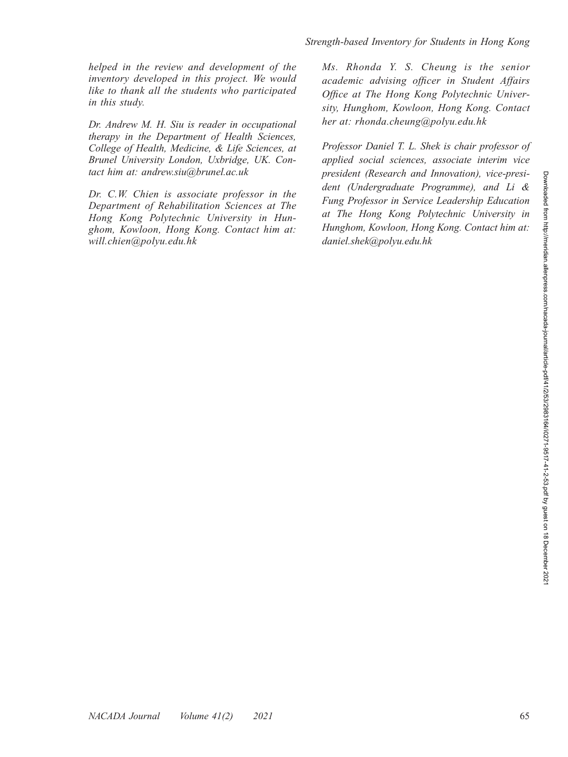*helped in the review and development of the inventory developed in this project. We would like to thank all the students who participated in this study.*

*Dr. Andrew M. H. Siu is reader in occupational therapy in the Department of Health Sciences, College of Health, Medicine, & Life Sciences, at Brunel University London, Uxbridge, UK. Contact him at: andrew.siu@brunel.ac.uk*

*Dr. C.W. Chien is associate professor in the Department of Rehabilitation Sciences at The Hong Kong Polytechnic University in Hunghom, Kowloon, Hong Kong. Contact him at: will.chien@polyu.edu.hk*

*Ms. Rhonda Y. S. Cheung is the senior academic advising officer in Student Affairs Office at The Hong Kong Polytechnic University, Hunghom, Kowloon, Hong Kong. Contact her at: rhonda.cheung@polyu.edu.hk*

*Professor Daniel T. L. Shek is chair professor of applied social sciences, associate interim vice president (Research and Innovation), vice-president (Undergraduate Programme), and Li & Fung Professor in Service Leadership Education at The Hong Kong Polytechnic University in Hunghom, Kowloon, Hong Kong. Contact him at: daniel.shek@polyu.edu.hk*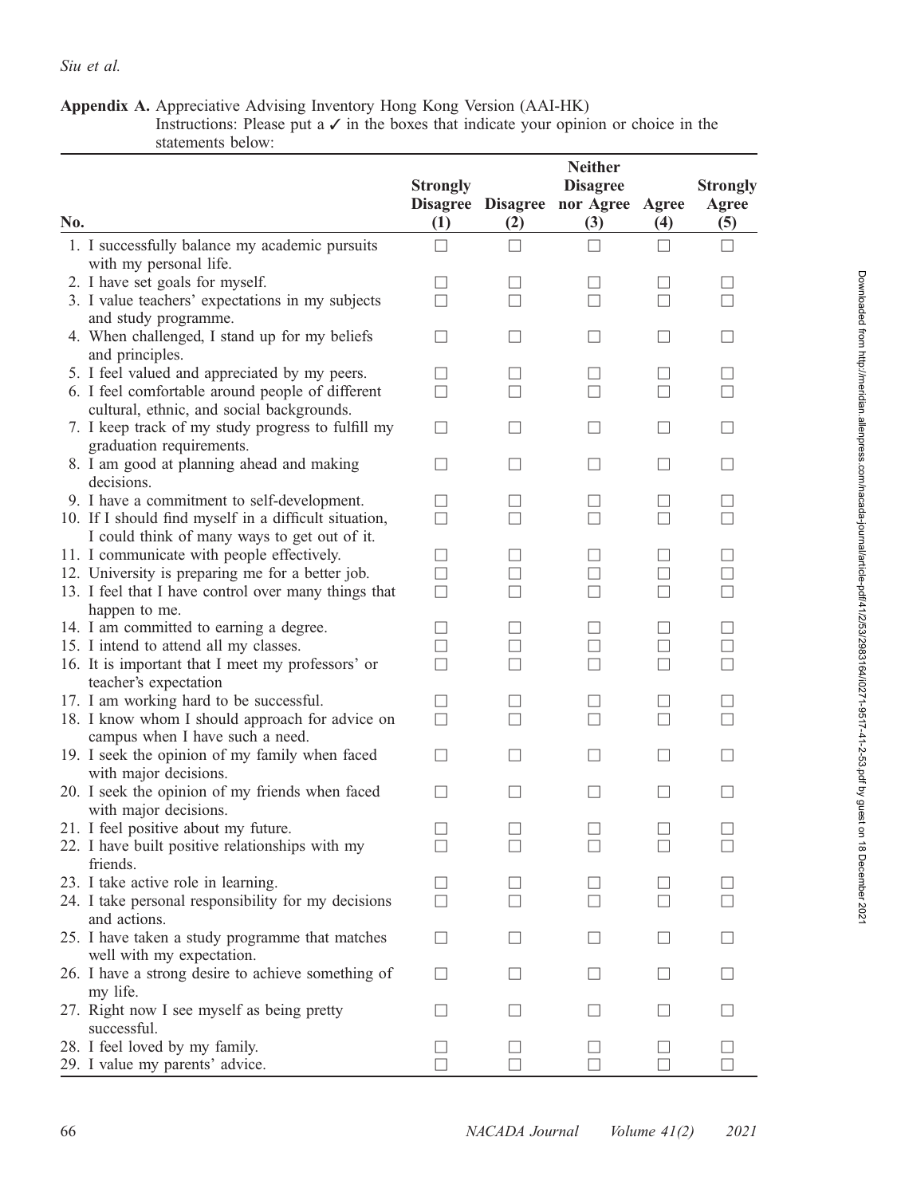**Appendix A.** Appreciative Advising Inventory Hong Kong Version (AAI-HK)
Instructions: Please put a ✓ in the boxes that indicate your opinion or choice in the statements below:

| No. | Strongly Disagree (1) | Disagree (2) | Neither Disagree nor Agree (3) | Agree (4) | Strongly Agree (5) |
|---|---|---|---|---|---|
| 1. I successfully balance my academic pursuits with my personal life. | ☐ | ☐ | ☐ | ☐ | ☐ |
| 2. I have set goals for myself. | ☐ | ☐ | ☐ | ☐ | ☐ |
| 3. I value teachers' expectations in my subjects and study programme. | ☐ | ☐ | ☐ | ☐ | ☐ |
| 4. When challenged, I stand up for my beliefs and principles. | ☐ | ☐ | ☐ | ☐ | ☐ |
| 5. I feel valued and appreciated by my peers. | ☐ | ☐ | ☐ | ☐ | ☐ |
| 6. I feel comfortable around people of different cultural, ethnic, and social backgrounds. | ☐ | ☐ | ☐ | ☐ | ☐ |
| 7. I keep track of my study progress to fulfill my graduation requirements. | ☐ | ☐ | ☐ | ☐ | ☐ |
| 8. I am good at planning ahead and making decisions. | ☐ | ☐ | ☐ | ☐ | ☐ |
| 9. I have a commitment to self-development. | ☐ | ☐ | ☐ | ☐ | ☐ |
| 10. If I should find myself in a difficult situation, I could think of many ways to get out of it. | ☐ | ☐ | ☐ | ☐ | ☐ |
| 11. I communicate with people effectively. | ☐ | ☐ | ☐ | ☐ | ☐ |
| 12. University is preparing me for a better job. | ☐ | ☐ | ☐ | ☐ | ☐ |
| 13. I feel that I have control over many things that happen to me. | ☐ | ☐ | ☐ | ☐ | ☐ |
| 14. I am committed to earning a degree. | ☐ | ☐ | ☐ | ☐ | ☐ |
| 15. I intend to attend all my classes. | ☐ | ☐ | ☐ | ☐ | ☐ |
| 16. It is important that I meet my professors' or teacher's expectation | ☐ | ☐ | ☐ | ☐ | ☐ |
| 17. I am working hard to be successful. | ☐ | ☐ | ☐ | ☐ | ☐ |
| 18. I know whom I should approach for advice on campus when I have such a need. | ☐ | ☐ | ☐ | ☐ | ☐ |
| 19. I seek the opinion of my family when faced with major decisions. | ☐ | ☐ | ☐ | ☐ | ☐ |
| 20. I seek the opinion of my friends when faced with major decisions. | ☐ | ☐ | ☐ | ☐ | ☐ |
| 21. I feel positive about my future. | ☐ | ☐ | ☐ | ☐ | ☐ |
| 22. I have built positive relationships with my friends. | ☐ | ☐ | ☐ | ☐ | ☐ |
| 23. I take active role in learning. | ☐ | ☐ | ☐ | ☐ | ☐ |
| 24. I take personal responsibility for my decisions and actions. | ☐ | ☐ | ☐ | ☐ | ☐ |
| 25. I have taken a study programme that matches well with my expectation. | ☐ | ☐ | ☐ | ☐ | ☐ |
| 26. I have a strong desire to achieve something of my life. | ☐ | ☐ | ☐ | ☐ | ☐ |
| 27. Right now I see myself as being pretty successful. | ☐ | ☐ | ☐ | ☐ | ☐ |
| 28. I feel loved by my family. | ☐ | ☐ | ☐ | ☐ | ☐ |
| 29. I value my parents' advice. | ☐ | ☐ | ☐ | ☐ | ☐ |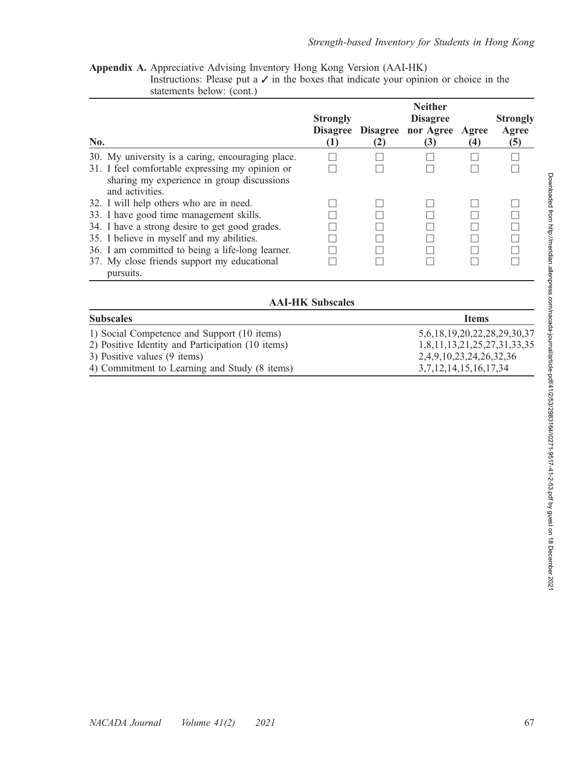**Appendix A.** Appreciative Advising Inventory Hong Kong Version (AAI-HK)
Instructions: Please put a ✓ in the boxes that indicate your opinion or choice in the statements below: (cont.)

| No. | Strongly Disagree (1) | Disagree (2) | Neither Disagree nor Agree (3) | Agree (4) | Strongly Agree (5) |
|---|---|---|---|---|---|
| 30. My university is a caring, encouraging place. | ☐ | ☐ | ☐ | ☐ | ☐ |
| 31. I feel comfortable expressing my opinion or sharing my experience in group discussions and activities. | ☐ | ☐ | ☐ | ☐ | ☐ |
| 32. I will help others who are in need. | ☐ | ☐ | ☐ | ☐ | ☐ |
| 33. I have good time management skills. | ☐ | ☐ | ☐ | ☐ | ☐ |
| 34. I have a strong desire to get good grades. | ☐ | ☐ | ☐ | ☐ | ☐ |
| 35. I believe in myself and my abilities. | ☐ | ☐ | ☐ | ☐ | ☐ |
| 36. I am committed to being a life-long learner. | ☐ | ☐ | ☐ | ☐ | ☐ |
| 37. My close friends support my educational pursuits. | ☐ | ☐ | ☐ | ☐ | ☐ |

**AAI-HK Subscales**

| Subscales | Items |
|---|---|
| 1) Social Competence and Support (10 items) | 5,6,18,19,20,22,28,29,30,37 |
| 2) Positive Identity and Participation (10 items) | 1,8,11,13,21,25,27,31,33,35 |
| 3) Positive values (9 items) | 2,4,9,10,23,24,26,32,36 |
| 4) Commitment to Learning and Study (8 items) | 3,7,12,14,15,16,17,34 |